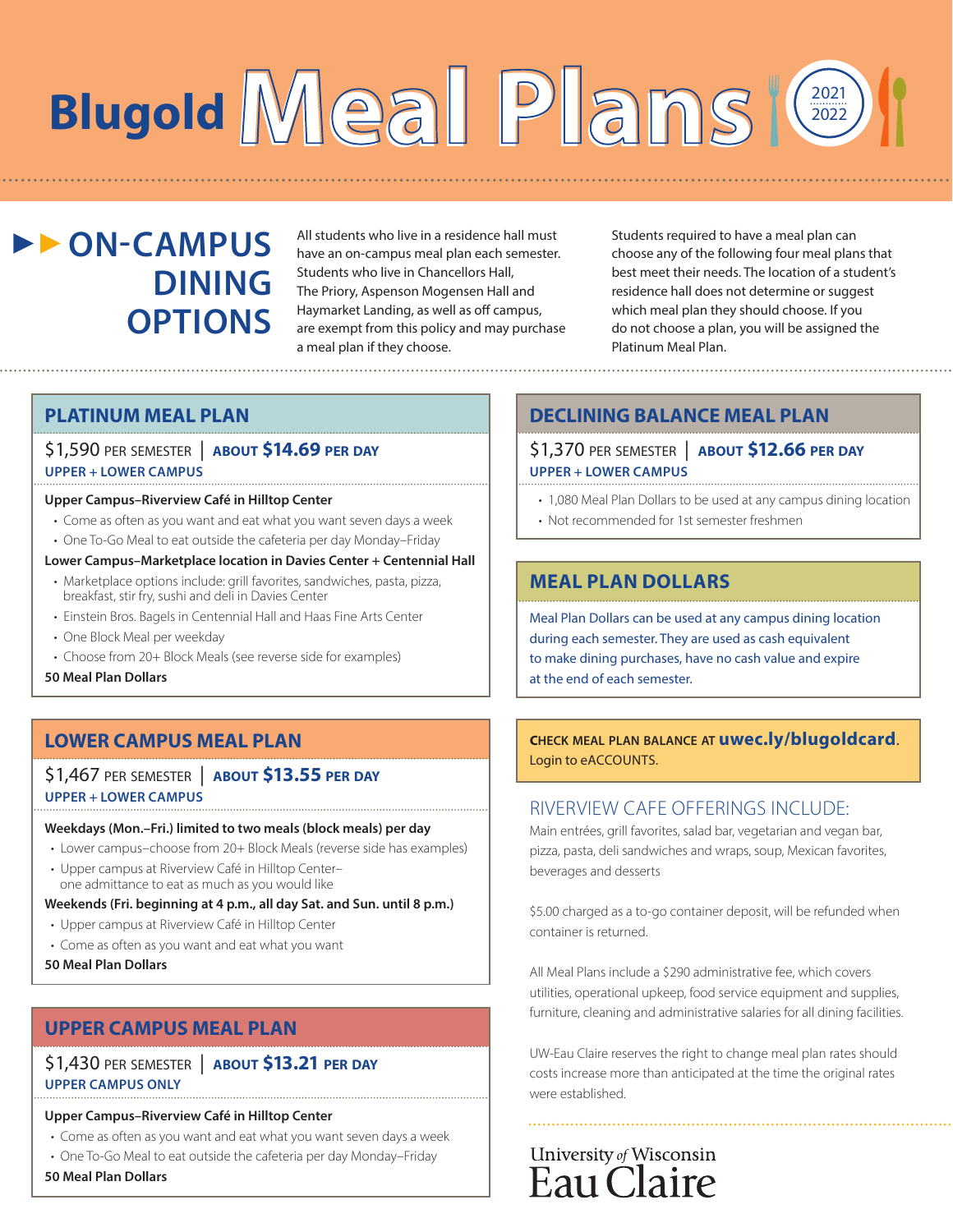# Blugold Meal Plans 2021 2022

## ON-CAMPUS DINING OPTIONS

All students who live in a residence hall must have an on-campus meal plan each semester. Students who live in Chancellors Hall, The Priory, Aspenson Mogensen Hall and Haymarket Landing, as well as off campus, are exempt from this policy and may purchase a meal plan if they choose.

Students required to have a meal plan can choose any of the following four meal plans that best meet their needs. The location of a student's residence hall does not determine or suggest which meal plan they should choose. If you do not choose a plan, you will be assigned the Platinum Meal Plan.

### PLATINUM MEAL PLAN

$1,590 PER SEMESTER | ABOUT **$14.69** PER DAY

UPPER + LOWER CAMPUS

**Upper Campus–Riverview Café in Hilltop Center**

- Come as often as you want and eat what you want seven days a week
- One To-Go Meal to eat outside the cafeteria per day Monday–Friday

**Lower Campus–Marketplace location in Davies Center + Centennial Hall**

- Marketplace options include: grill favorites, sandwiches, pasta, pizza, breakfast, stir fry, sushi and deli in Davies Center
- Einstein Bros. Bagels in Centennial Hall and Haas Fine Arts Center
- One Block Meal per weekday
- Choose from 20+ Block Meals (see reverse side for examples)

**50 Meal Plan Dollars**

### LOWER CAMPUS MEAL PLAN

$1,467 PER SEMESTER | ABOUT **$13.55** PER DAY

UPPER + LOWER CAMPUS

**Weekdays (Mon.–Fri.) limited to two meals (block meals) per day**

- Lower campus–choose from 20+ Block Meals (reverse side has examples)
- Upper campus at Riverview Café in Hilltop Center– one admittance to eat as much as you would like

**Weekends (Fri. beginning at 4 p.m., all day Sat. and Sun. until 8 p.m.)**

- Upper campus at Riverview Café in Hilltop Center
- Come as often as you want and eat what you want

**50 Meal Plan Dollars**

### UPPER CAMPUS MEAL PLAN

$1,430 PER SEMESTER | ABOUT **$13.21** PER DAY

UPPER CAMPUS ONLY

**Upper Campus–Riverview Café in Hilltop Center**

- Come as often as you want and eat what you want seven days a week
- One To-Go Meal to eat outside the cafeteria per day Monday–Friday

**50 Meal Plan Dollars**

### DECLINING BALANCE MEAL PLAN

$1,370 PER SEMESTER | ABOUT **$12.66** PER DAY

UPPER + LOWER CAMPUS

- 1,080 Meal Plan Dollars to be used at any campus dining location
- Not recommended for 1st semester freshmen

### MEAL PLAN DOLLARS

Meal Plan Dollars can be used at any campus dining location during each semester. They are used as cash equivalent to make dining purchases, have no cash value and expire at the end of each semester.

**CHECK MEAL PLAN BALANCE AT uwec.ly/blugoldcard.** Login to eACCOUNTS.

### RIVERVIEW CAFE OFFERINGS INCLUDE:

Main entrées, grill favorites, salad bar, vegetarian and vegan bar, pizza, pasta, deli sandwiches and wraps, soup, Mexican favorites, beverages and desserts

$5.00 charged as a to-go container deposit, will be refunded when container is returned.

All Meal Plans include a $290 administrative fee, which covers utilities, operational upkeep, food service equipment and supplies, furniture, cleaning and administrative salaries for all dining facilities.

UW-Eau Claire reserves the right to change meal plan rates should costs increase more than anticipated at the time the original rates were established.

University of Wisconsin Eau Claire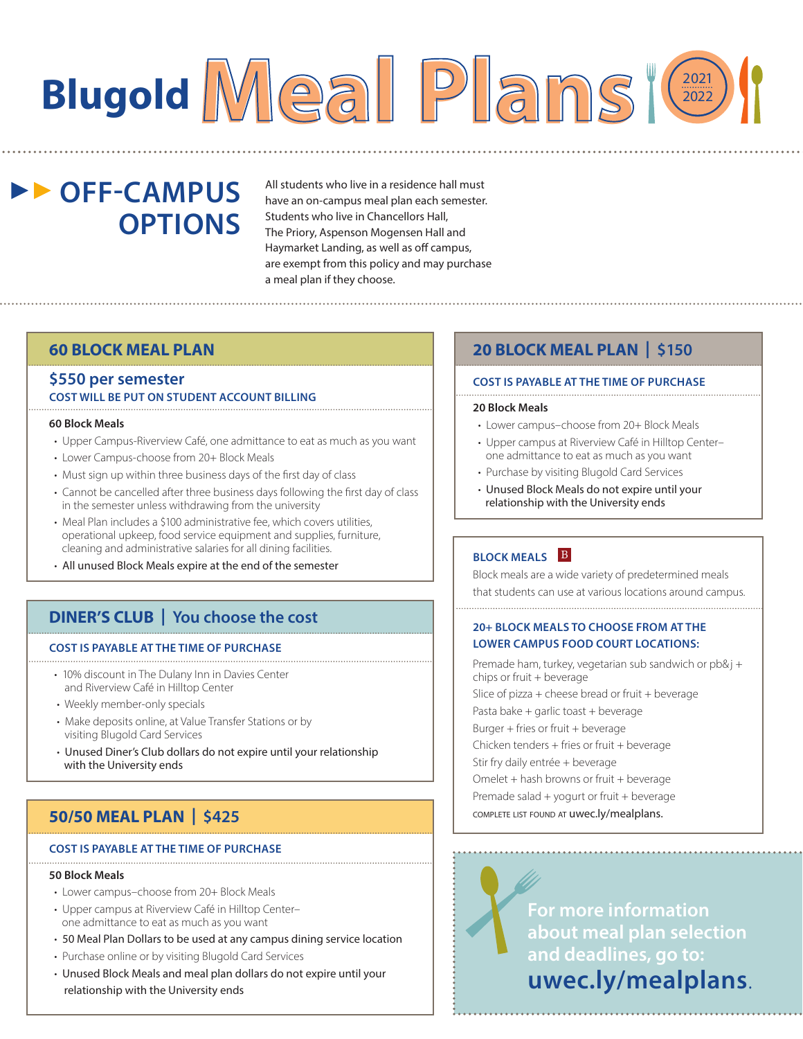# Blugold Meal Plans 2021 2022

## OFF-CAMPUS OPTIONS

All students who live in a residence hall must have an on-campus meal plan each semester. Students who live in Chancellors Hall, The Priory, Aspenson Mogensen Hall and Haymarket Landing, as well as off campus, are exempt from this policy and may purchase a meal plan if they choose.

### 60 BLOCK MEAL PLAN

**$550 per semester**

COST WILL BE PUT ON STUDENT ACCOUNT BILLING

**60 Block Meals**

- Upper Campus-Riverview Café, one admittance to eat as much as you want
- Lower Campus-choose from 20+ Block Meals
- Must sign up within three business days of the first day of class
- Cannot be cancelled after three business days following the first day of class in the semester unless withdrawing from the university
- Meal Plan includes a $100 administrative fee, which covers utilities, operational upkeep, food service equipment and supplies, furniture, cleaning and administrative salaries for all dining facilities.
- All unused Block Meals expire at the end of the semester

### DINER'S CLUB | You choose the cost

COST IS PAYABLE AT THE TIME OF PURCHASE

- 10% discount in The Dulany Inn in Davies Center and Riverview Café in Hilltop Center
- Weekly member-only specials
- Make deposits online, at Value Transfer Stations or by visiting Blugold Card Services
- Unused Diner's Club dollars do not expire until your relationship with the University ends

### 50/50 MEAL PLAN | $425

COST IS PAYABLE AT THE TIME OF PURCHASE

**50 Block Meals**

- Lower campus–choose from 20+ Block Meals
- Upper campus at Riverview Café in Hilltop Center–one admittance to eat as much as you want
- 50 Meal Plan Dollars to be used at any campus dining service location
- Purchase online or by visiting Blugold Card Services
- Unused Block Meals and meal plan dollars do not expire until your relationship with the University ends

### 20 BLOCK MEAL PLAN | $150

COST IS PAYABLE AT THE TIME OF PURCHASE

**20 Block Meals**

- Lower campus–choose from 20+ Block Meals
- Upper campus at Riverview Café in Hilltop Center–one admittance to eat as much as you want
- Purchase by visiting Blugold Card Services
- Unused Block Meals do not expire until your relationship with the University ends

### BLOCK MEALS B

Block meals are a wide variety of predetermined meals that students can use at various locations around campus.

**20+ BLOCK MEALS TO CHOOSE FROM AT THE LOWER CAMPUS FOOD COURT LOCATIONS:**

Premade ham, turkey, vegetarian sub sandwich or pb&j + chips or fruit + beverage

Slice of pizza + cheese bread or fruit + beverage

Pasta bake + garlic toast + beverage

Burger + fries or fruit + beverage

Chicken tenders + fries or fruit + beverage

Stir fry daily entrée + beverage

Omelet + hash browns or fruit + beverage

Premade salad + yogurt or fruit + beverage

COMPLETE LIST FOUND AT uwec.ly/mealplans.

For more information about meal plan selection and deadlines, go to: **uwec.ly/mealplans**.